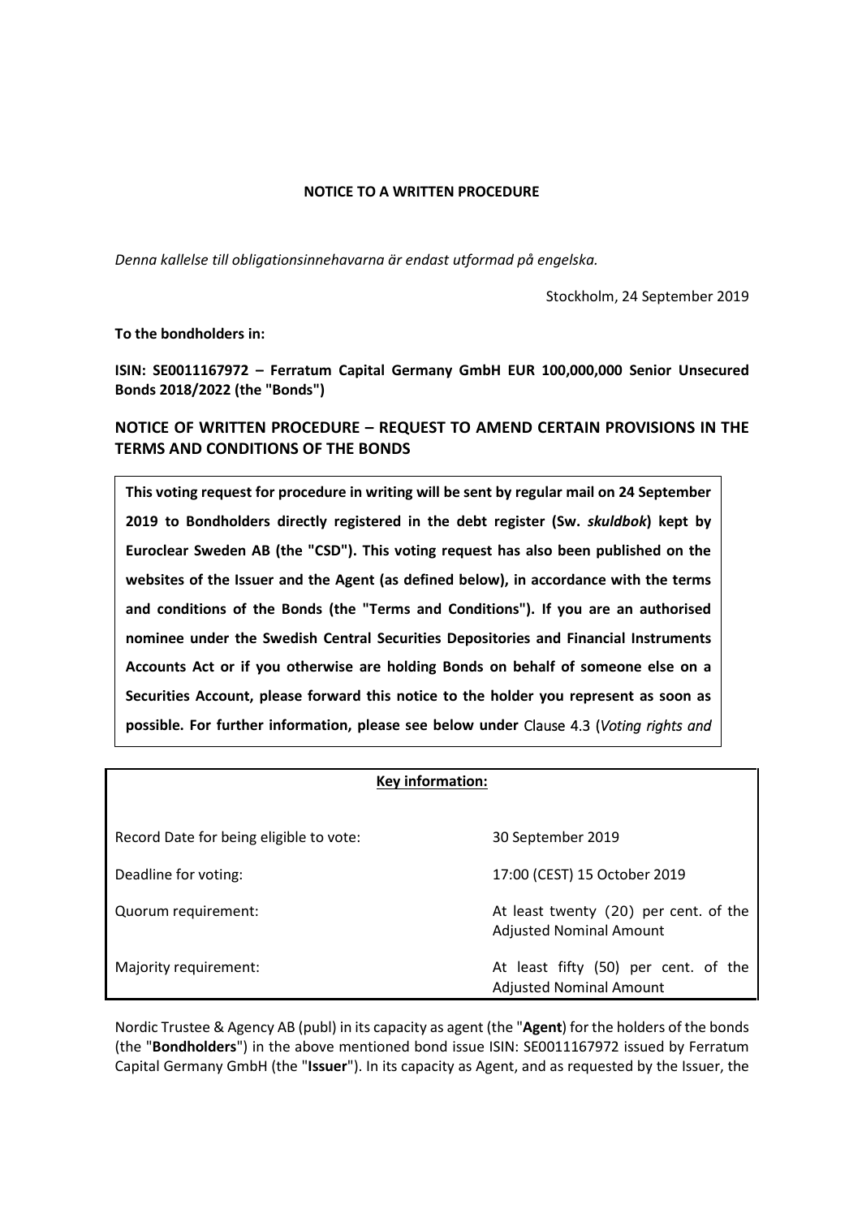**NOTICE TO A WRITTEN PROCEDURE**

*Denna kallelse till obligationsinnehavarna är endast utformad på engelska.*

Stockholm, 24 September 2019

**To the bondholders in:**

**ISIN: SE0011167972 – Ferratum Capital Germany GmbH EUR 100,000,000 Senior Unsecured Bonds 2018/2022 (the "Bonds")**

## NOTICE OF WRITTEN PROCEDURE – REQUEST TO AMEND CERTAIN PROVISIONS IN THE TERMS AND CONDITIONS OF THE BONDS

**This voting request for procedure in writing will be sent by regular mail on 24 September 2019 to Bondholders directly registered in the debt register (Sw. *skuldbok*) kept by Euroclear Sweden AB (the "CSD"). This voting request has also been published on the websites of the Issuer and the Agent (as defined below), in accordance with the terms and conditions of the Bonds (the "Terms and Conditions"). If you are an authorised nominee under the Swedish Central Securities Depositories and Financial Instruments Accounts Act or if you otherwise are holding Bonds on behalf of someone else on a Securities Account, please forward this notice to the holder you represent as soon as possible. For further information, please see below under** Clause 4.3 (*Voting rights and*

| **Key information:** | |
| --- | --- |
| Record Date for being eligible to vote: | 30 September 2019 |
| Deadline for voting: | 17:00 (CEST) 15 October 2019 |
| Quorum requirement: | At least twenty (20) per cent. of the Adjusted Nominal Amount |
| Majority requirement: | At least fifty (50) per cent. of the Adjusted Nominal Amount |

Nordic Trustee & Agency AB (publ) in its capacity as agent (the "**Agent**") for the holders of the bonds (the "**Bondholders**") in the above mentioned bond issue ISIN: SE0011167972 issued by Ferratum Capital Germany GmbH (the "**Issuer**"). In its capacity as Agent, and as requested by the Issuer, the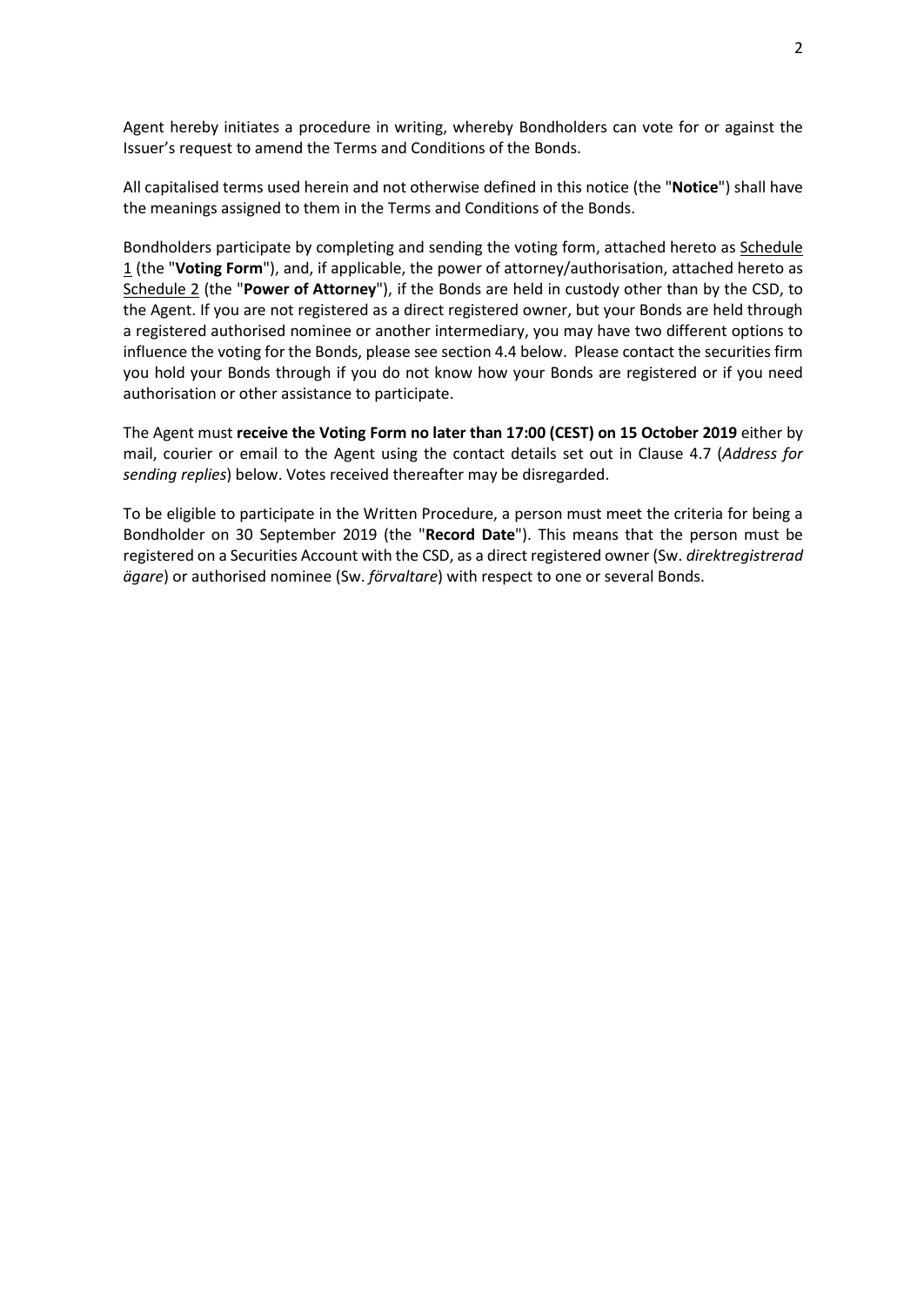Agent hereby initiates a procedure in writing, whereby Bondholders can vote for or against the Issuer's request to amend the Terms and Conditions of the Bonds.

All capitalised terms used herein and not otherwise defined in this notice (the "**Notice**") shall have the meanings assigned to them in the Terms and Conditions of the Bonds.

Bondholders participate by completing and sending the voting form, attached hereto as Schedule 1 (the "**Voting Form**"), and, if applicable, the power of attorney/authorisation, attached hereto as Schedule 2 (the "**Power of Attorney**"), if the Bonds are held in custody other than by the CSD, to the Agent. If you are not registered as a direct registered owner, but your Bonds are held through a registered authorised nominee or another intermediary, you may have two different options to influence the voting for the Bonds, please see section 4.4 below. Please contact the securities firm you hold your Bonds through if you do not know how your Bonds are registered or if you need authorisation or other assistance to participate.

The Agent must **receive the Voting Form no later than 17:00 (CEST) on 15 October 2019** either by mail, courier or email to the Agent using the contact details set out in Clause 4.7 (*Address for sending replies*) below. Votes received thereafter may be disregarded.

To be eligible to participate in the Written Procedure, a person must meet the criteria for being a Bondholder on 30 September 2019 (the "**Record Date**"). This means that the person must be registered on a Securities Account with the CSD, as a direct registered owner (Sw. *direktregistrerad ägare*) or authorised nominee (Sw. *förvaltare*) with respect to one or several Bonds.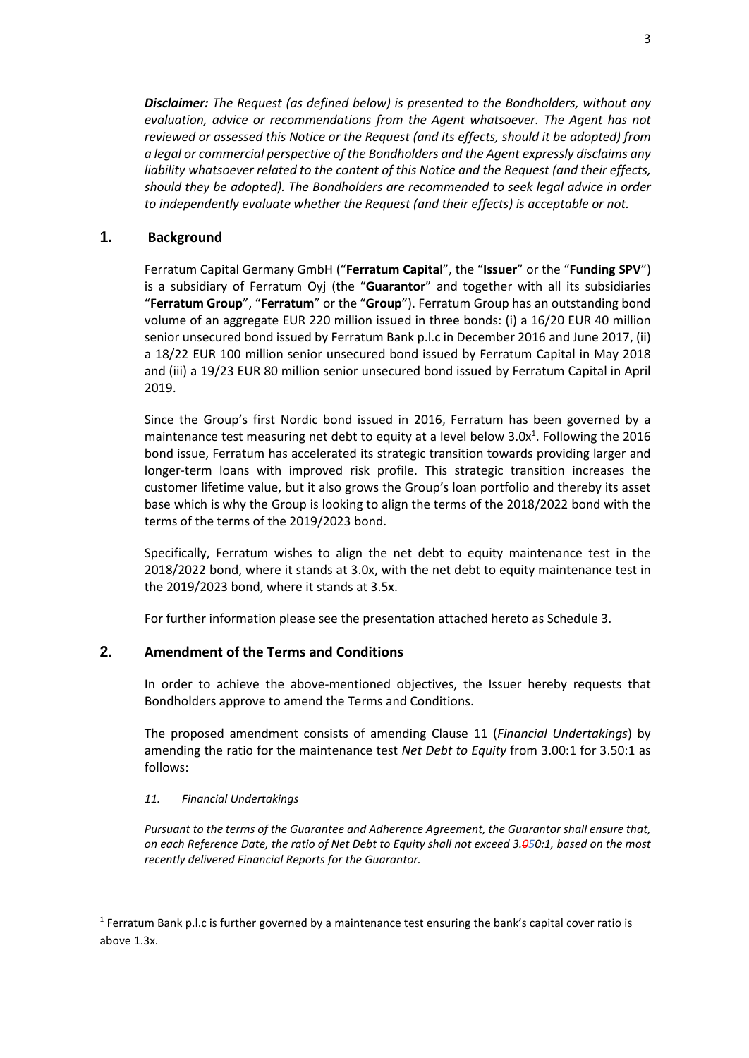***Disclaimer:*** *The Request (as defined below) is presented to the Bondholders, without any evaluation, advice or recommendations from the Agent whatsoever. The Agent has not reviewed or assessed this Notice or the Request (and its effects, should it be adopted) from a legal or commercial perspective of the Bondholders and the Agent expressly disclaims any liability whatsoever related to the content of this Notice and the Request (and their effects, should they be adopted). The Bondholders are recommended to seek legal advice in order to independently evaluate whether the Request (and their effects) is acceptable or not.*

## 1. Background

Ferratum Capital Germany GmbH ("**Ferratum Capital**", the "**Issuer**" or the "**Funding SPV**") is a subsidiary of Ferratum Oyj (the "**Guarantor**" and together with all its subsidiaries "**Ferratum Group**", "**Ferratum**" or the "**Group**"). Ferratum Group has an outstanding bond volume of an aggregate EUR 220 million issued in three bonds: (i) a 16/20 EUR 40 million senior unsecured bond issued by Ferratum Bank p.l.c in December 2016 and June 2017, (ii) a 18/22 EUR 100 million senior unsecured bond issued by Ferratum Capital in May 2018 and (iii) a 19/23 EUR 80 million senior unsecured bond issued by Ferratum Capital in April 2019.

Since the Group's first Nordic bond issued in 2016, Ferratum has been governed by a maintenance test measuring net debt to equity at a level below 3.0x[1]. Following the 2016 bond issue, Ferratum has accelerated its strategic transition towards providing larger and longer-term loans with improved risk profile. This strategic transition increases the customer lifetime value, but it also grows the Group's loan portfolio and thereby its asset base which is why the Group is looking to align the terms of the 2018/2022 bond with the terms of the terms of the 2019/2023 bond.

Specifically, Ferratum wishes to align the net debt to equity maintenance test in the 2018/2022 bond, where it stands at 3.0x, with the net debt to equity maintenance test in the 2019/2023 bond, where it stands at 3.5x.

For further information please see the presentation attached hereto as Schedule 3.

## 2. Amendment of the Terms and Conditions

In order to achieve the above-mentioned objectives, the Issuer hereby requests that Bondholders approve to amend the Terms and Conditions.

The proposed amendment consists of amending Clause 11 (*Financial Undertakings*) by amending the ratio for the maintenance test *Net Debt to Equity* from 3.00:1 for 3.50:1 as follows:

*11. Financial Undertakings*

*Pursuant to the terms of the Guarantee and Adherence Agreement, the Guarantor shall ensure that, on each Reference Date, the ratio of Net Debt to Equity shall not exceed 3.~~0~~50:1, based on the most recently delivered Financial Reports for the Guarantor.*

---

[1] Ferratum Bank p.l.c is further governed by a maintenance test ensuring the bank's capital cover ratio is above 1.3x.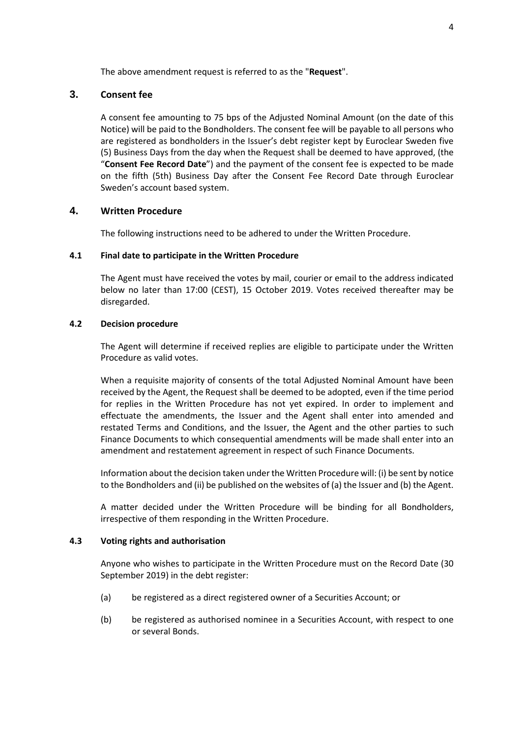The above amendment request is referred to as the "**Request**".

## 3. Consent fee

A consent fee amounting to 75 bps of the Adjusted Nominal Amount (on the date of this Notice) will be paid to the Bondholders. The consent fee will be payable to all persons who are registered as bondholders in the Issuer's debt register kept by Euroclear Sweden five (5) Business Days from the day when the Request shall be deemed to have approved, (the "**Consent Fee Record Date**") and the payment of the consent fee is expected to be made on the fifth (5th) Business Day after the Consent Fee Record Date through Euroclear Sweden's account based system.

## 4. Written Procedure

The following instructions need to be adhered to under the Written Procedure.

### 4.1 Final date to participate in the Written Procedure

The Agent must have received the votes by mail, courier or email to the address indicated below no later than 17:00 (CEST), 15 October 2019. Votes received thereafter may be disregarded.

### 4.2 Decision procedure

The Agent will determine if received replies are eligible to participate under the Written Procedure as valid votes.

When a requisite majority of consents of the total Adjusted Nominal Amount have been received by the Agent, the Request shall be deemed to be adopted, even if the time period for replies in the Written Procedure has not yet expired. In order to implement and effectuate the amendments, the Issuer and the Agent shall enter into amended and restated Terms and Conditions, and the Issuer, the Agent and the other parties to such Finance Documents to which consequential amendments will be made shall enter into an amendment and restatement agreement in respect of such Finance Documents.

Information about the decision taken under the Written Procedure will: (i) be sent by notice to the Bondholders and (ii) be published on the websites of (a) the Issuer and (b) the Agent.

A matter decided under the Written Procedure will be binding for all Bondholders, irrespective of them responding in the Written Procedure.

### 4.3 Voting rights and authorisation

Anyone who wishes to participate in the Written Procedure must on the Record Date (30 September 2019) in the debt register:

(a) be registered as a direct registered owner of a Securities Account; or

(b) be registered as authorised nominee in a Securities Account, with respect to one or several Bonds.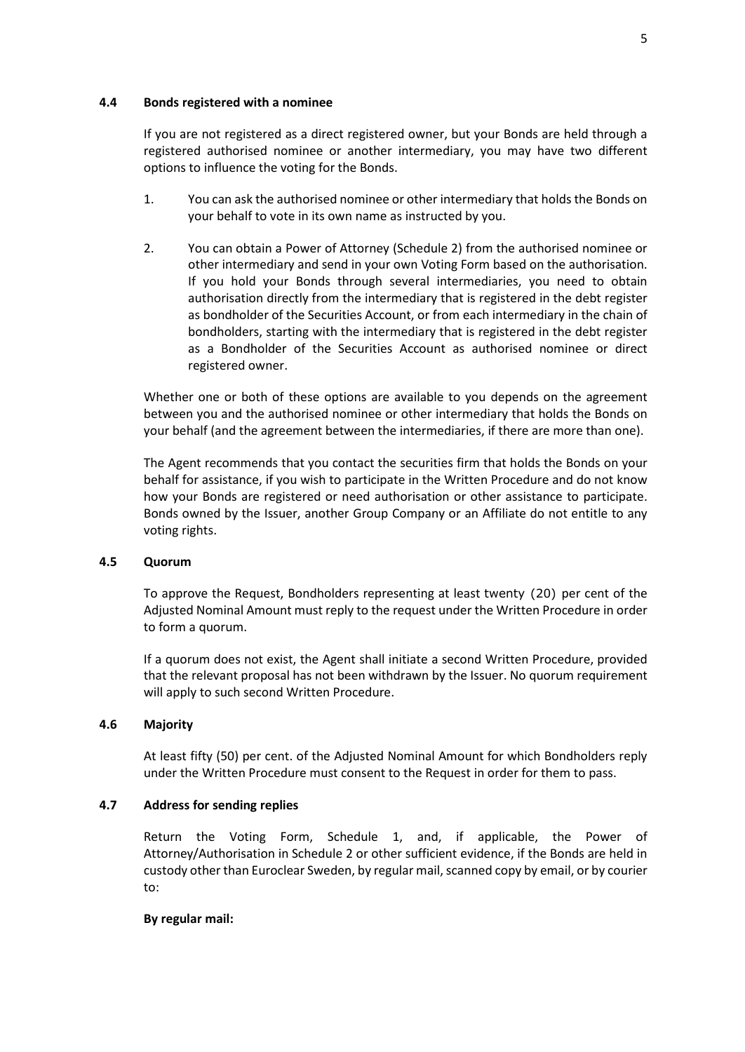### 4.4 Bonds registered with a nominee

If you are not registered as a direct registered owner, but your Bonds are held through a registered authorised nominee or another intermediary, you may have two different options to influence the voting for the Bonds.

1. You can ask the authorised nominee or other intermediary that holds the Bonds on your behalf to vote in its own name as instructed by you.
2. You can obtain a Power of Attorney (Schedule 2) from the authorised nominee or other intermediary and send in your own Voting Form based on the authorisation. If you hold your Bonds through several intermediaries, you need to obtain authorisation directly from the intermediary that is registered in the debt register as bondholder of the Securities Account, or from each intermediary in the chain of bondholders, starting with the intermediary that is registered in the debt register as a Bondholder of the Securities Account as authorised nominee or direct registered owner.

Whether one or both of these options are available to you depends on the agreement between you and the authorised nominee or other intermediary that holds the Bonds on your behalf (and the agreement between the intermediaries, if there are more than one).

The Agent recommends that you contact the securities firm that holds the Bonds on your behalf for assistance, if you wish to participate in the Written Procedure and do not know how your Bonds are registered or need authorisation or other assistance to participate. Bonds owned by the Issuer, another Group Company or an Affiliate do not entitle to any voting rights.

### 4.5 Quorum

To approve the Request, Bondholders representing at least twenty (20) per cent of the Adjusted Nominal Amount must reply to the request under the Written Procedure in order to form a quorum.

If a quorum does not exist, the Agent shall initiate a second Written Procedure, provided that the relevant proposal has not been withdrawn by the Issuer. No quorum requirement will apply to such second Written Procedure.

### 4.6 Majority

At least fifty (50) per cent. of the Adjusted Nominal Amount for which Bondholders reply under the Written Procedure must consent to the Request in order for them to pass.

### 4.7 Address for sending replies

Return the Voting Form, Schedule 1, and, if applicable, the Power of Attorney/Authorisation in Schedule 2 or other sufficient evidence, if the Bonds are held in custody other than Euroclear Sweden, by regular mail, scanned copy by email, or by courier to:

**By regular mail:**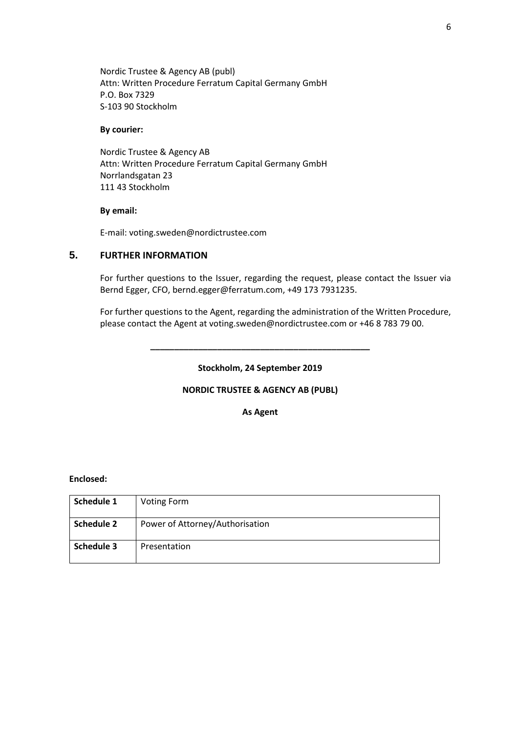Nordic Trustee & Agency AB (publ)
Attn: Written Procedure Ferratum Capital Germany GmbH
P.O. Box 7329
S-103 90 Stockholm

**By courier:**

Nordic Trustee & Agency AB
Attn: Written Procedure Ferratum Capital Germany GmbH
Norrlandsgatan 23
111 43 Stockholm

**By email:**

E-mail: voting.sweden@nordictrustee.com

## 5. FURTHER INFORMATION

For further questions to the Issuer, regarding the request, please contact the Issuer via Bernd Egger, CFO, bernd.egger@ferratum.com, +49 173 7931235.

For further questions to the Agent, regarding the administration of the Written Procedure, please contact the Agent at voting.sweden@nordictrustee.com or +46 8 783 79 00.

---

**Stockholm, 24 September 2019**

**NORDIC TRUSTEE & AGENCY AB (PUBL)**

**As Agent**

**Enclosed:**

| | |
|---|---|
| **Schedule 1** | Voting Form |
| **Schedule 2** | Power of Attorney/Authorisation |
| **Schedule 3** | Presentation |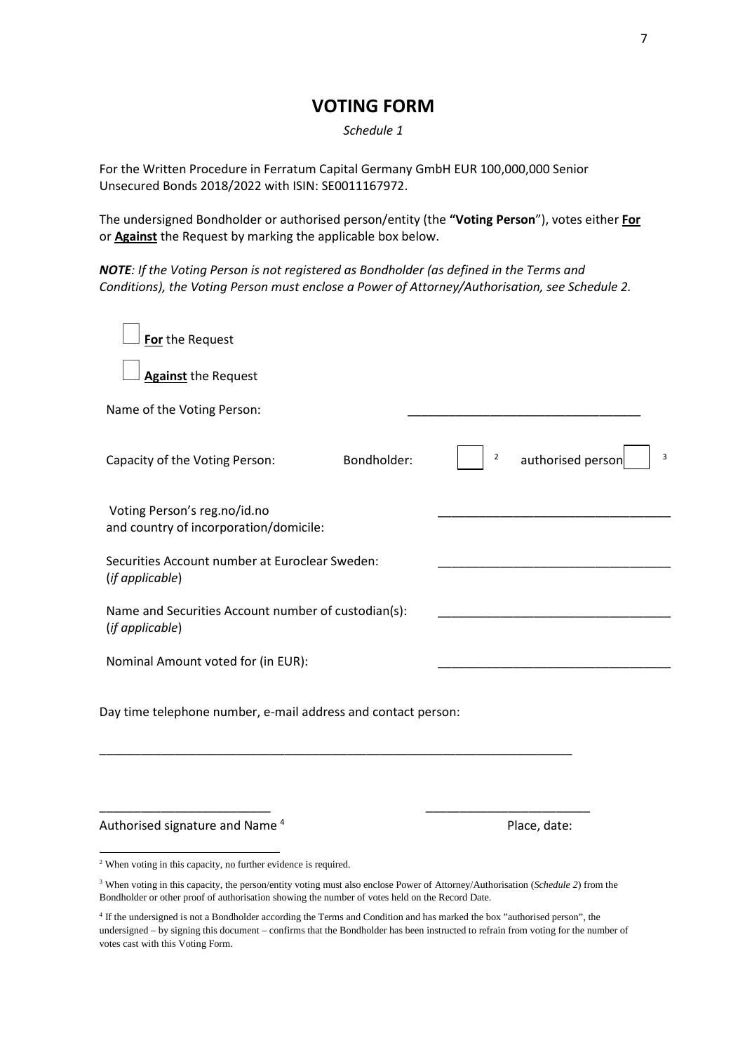# VOTING FORM

*Schedule 1*

For the Written Procedure in Ferratum Capital Germany GmbH EUR 100,000,000 Senior Unsecured Bonds 2018/2022 with ISIN: SE0011167972.

The undersigned Bondholder or authorised person/entity (the **"Voting Person"**), votes either **For** or **Against** the Request by marking the applicable box below.

***NOTE****: If the Voting Person is not registered as Bondholder (as defined in the Terms and Conditions), the Voting Person must enclose a Power of Attorney/Authorisation, see Schedule 2.*

☐ **For** the Request

☐ **Against** the Request

Name of the Voting Person: ___________________________________

Capacity of the Voting Person: Bondholder: ☐ [2] authorised person ☐ [3]

Voting Person's reg.no/id.no and country of incorporation/domicile: ___________________________________

Securities Account number at Euroclear Sweden: (*if applicable*) ___________________________________

Name and Securities Account number of custodian(s): (*if applicable*) ___________________________________

Nominal Amount voted for (in EUR): ___________________________________

Day time telephone number, e-mail address and contact person:

___________________________________________________________________________

_________________________ _________________________

Authorised signature and Name [4] Place, date:

---

[2] When voting in this capacity, no further evidence is required.

[3] When voting in this capacity, the person/entity voting must also enclose Power of Attorney/Authorisation (*Schedule 2*) from the Bondholder or other proof of authorisation showing the number of votes held on the Record Date.

[4] If the undersigned is not a Bondholder according the Terms and Condition and has marked the box "authorised person", the undersigned – by signing this document – confirms that the Bondholder has been instructed to refrain from voting for the number of votes cast with this Voting Form.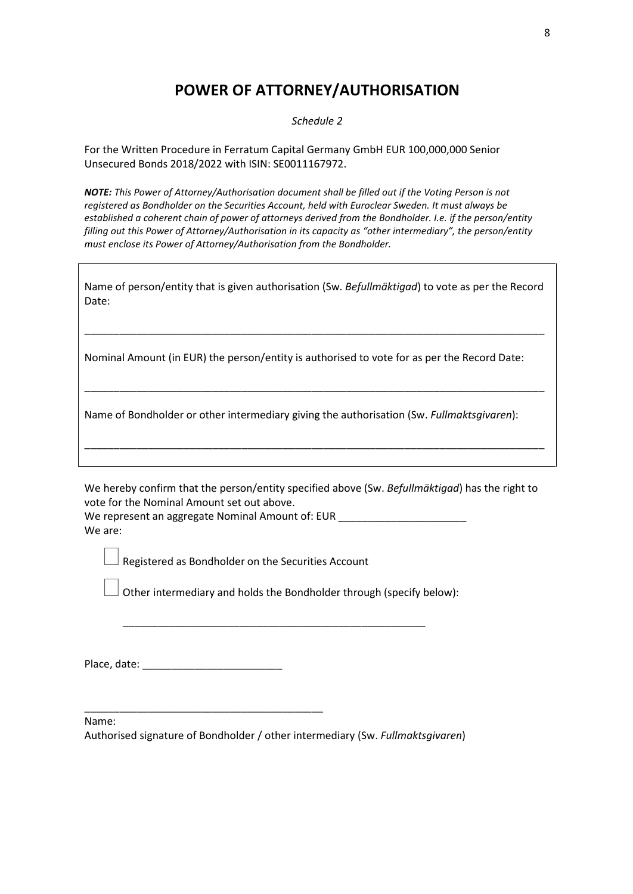# POWER OF ATTORNEY/AUTHORISATION

*Schedule 2*

For the Written Procedure in Ferratum Capital Germany GmbH EUR 100,000,000 Senior Unsecured Bonds 2018/2022 with ISIN: SE0011167972.

***NOTE:*** *This Power of Attorney/Authorisation document shall be filled out if the Voting Person is not registered as Bondholder on the Securities Account, held with Euroclear Sweden. It must always be established a coherent chain of power of attorneys derived from the Bondholder. I.e. if the person/entity filling out this Power of Attorney/Authorisation in its capacity as "other intermediary", the person/entity must enclose its Power of Attorney/Authorisation from the Bondholder.*

Name of person/entity that is given authorisation (Sw. *Befullmäktigad*) to vote as per the Record Date:

___________________________________________________________________________

Nominal Amount (in EUR) the person/entity is authorised to vote for as per the Record Date:

___________________________________________________________________________

Name of Bondholder or other intermediary giving the authorisation (Sw. *Fullmaktsgivaren*):

___________________________________________________________________________

We hereby confirm that the person/entity specified above (Sw. *Befullmäktigad*) has the right to vote for the Nominal Amount set out above.
We represent an aggregate Nominal Amount of: EUR ______________________
We are:

☐ Registered as Bondholder on the Securities Account

☐ Other intermediary and holds the Bondholder through (specify below):

_____________________________________________________

Place, date: ________________________

__________________________________________
Name:
Authorised signature of Bondholder / other intermediary (Sw. *Fullmaktsgivaren*)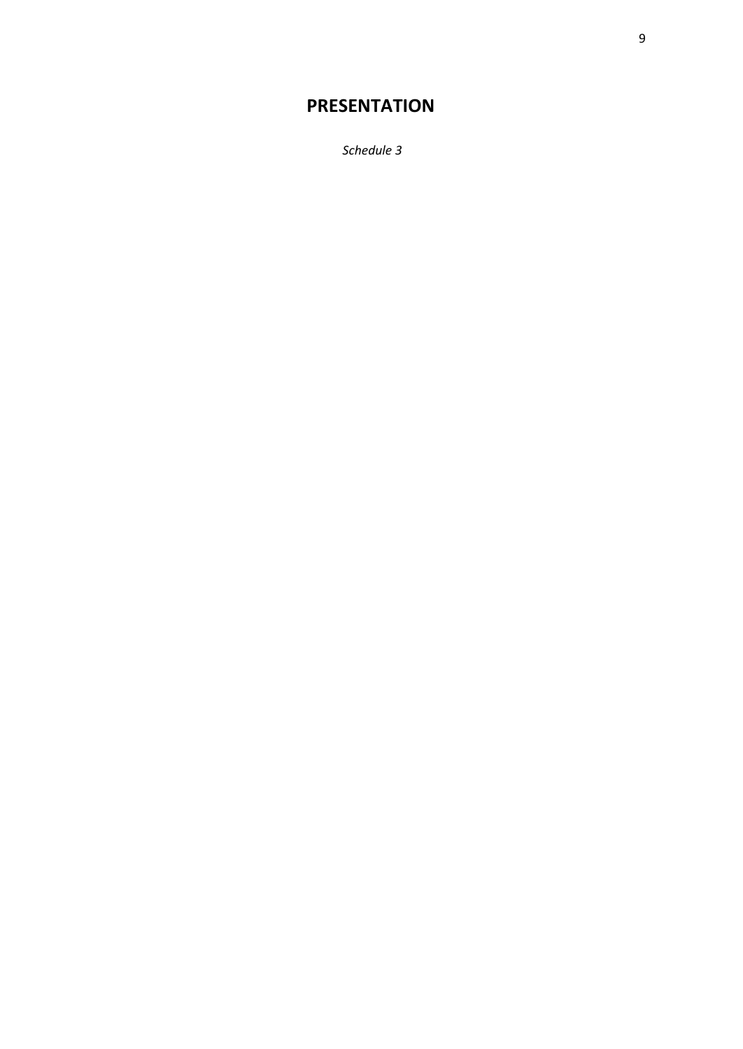# PRESENTATION

*Schedule 3*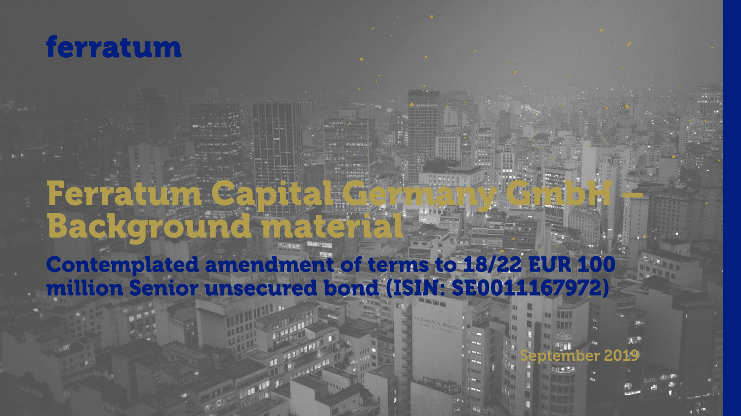ferratum

# Ferratum Capital Germany GmbH – Background material

## Contemplated amendment of terms to 18/22 EUR 100 million Senior unsecured bond (ISIN: SE0011167972)

September 2019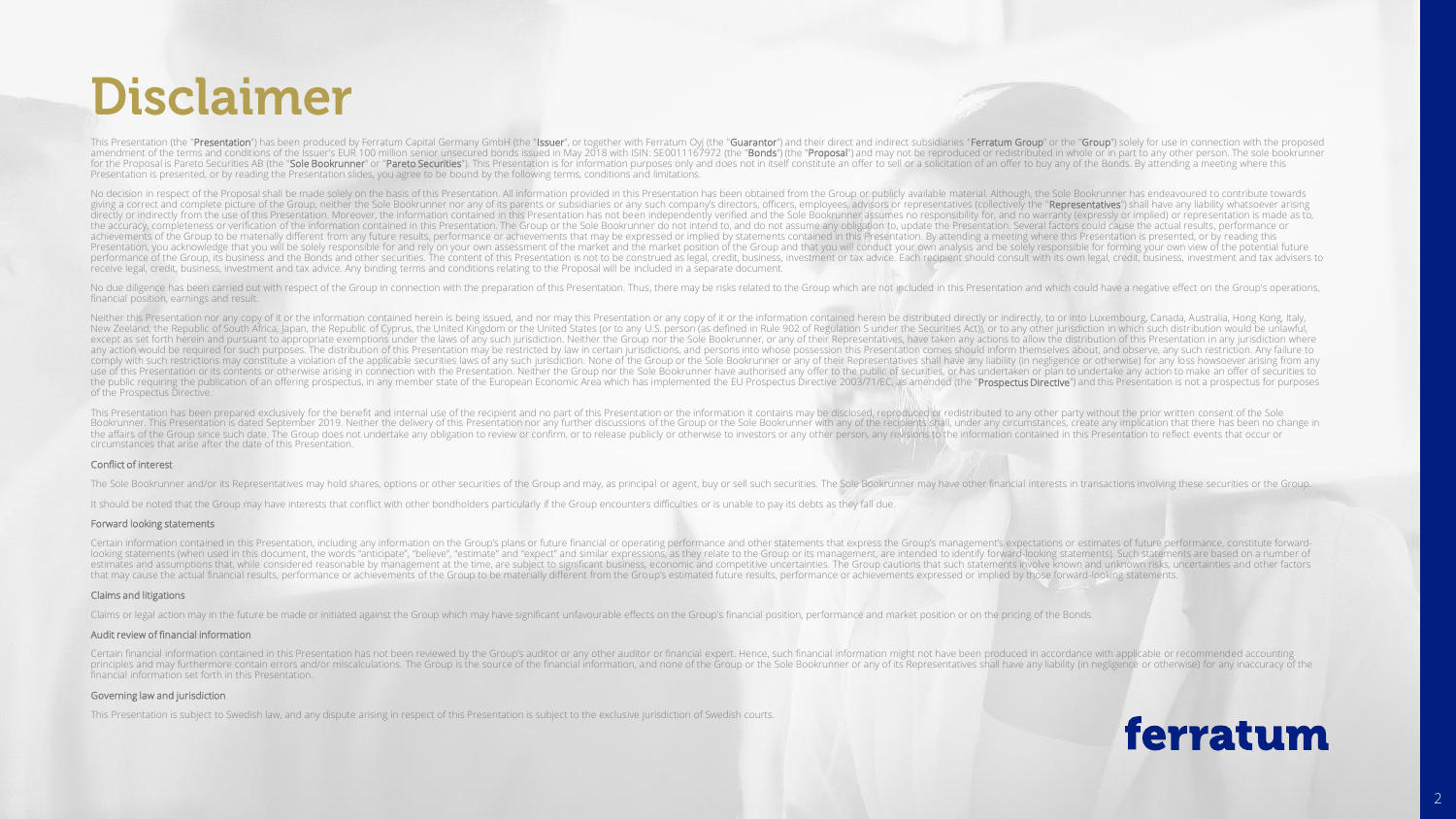# Disclaimer

This Presentation (the "**Presentation**") has been produced by Ferratum Capital Germany GmbH (the "**Issuer**", or together with Ferratum Oyj (the "**Guarantor**") and their direct and indirect subsidiaries "**Ferratum Group**" or the "**Group**") solely for use in connection with the proposed amendment of the terms and conditions of the Issuer's EUR 100 million senior unsecured bonds issued in May 2018 with ISIN: SE0011167972 (the "**Bonds**") (the "**Proposal**") and may not be reproduced or redistributed in whole or in part to any other person. The sole bookrunner for the Proposal is Pareto Securities AB (the "**Sole Bookrunner**" or "**Pareto Securities**"). This Presentation is for information purposes only and does not in itself constitute an offer to sell or a solicitation of an offer to buy any of the Bonds. By attending a meeting where this Presentation is presented, or by reading the Presentation slides, you agree to be bound by the following terms, conditions and limitations.

No decision in respect of the Proposal shall be made solely on the basis of this Presentation. All information provided in this Presentation has been obtained from the Group or publicly available material. Although, the Sole Bookrunner has endeavoured to contribute towards giving a correct and complete picture of the Group, neither the Sole Bookrunner nor any of its parents or subsidiaries or any such company's directors, officers, employees, advisors or representatives (collectively the "**Representatives**") shall have any liability whatsoever arising directly or indirectly from the use of this Presentation. Moreover, the information contained in this Presentation has not been independently verified and the Sole Bookrunner assumes no responsibility for, and no warranty (expressly or implied) or representation is made as to, the accuracy, completeness or verification of the information contained in this Presentation. The Group or the Sole Bookrunner do not intend to, and do not assume any obligation to, update the Presentation. Several factors could cause the actual results, performance or achievements of the Group to be materially different from any future results, performance or achievements that may be expressed or implied by statements contained in this Presentation. By attending a meeting where this Presentation is presented, or by reading this Presentation, you acknowledge that you will be solely responsible for and rely on your own assessment of the market and the market position of the Group and that you will conduct your own analysis and be solely responsible for forming your own view of the potential future performance of the Group, its business and the Bonds and other securities. The content of this Presentation is not to be construed as legal, credit, business, investment or tax advice. Each recipient should consult with its own legal, credit, business, investment and tax advisers to receive legal, credit, business, investment and tax advice. Any binding terms and conditions relating to the Proposal will be included in a separate document.

No due diligence has been carried out with respect of the Group in connection with the preparation of this Presentation. Thus, there may be risks related to the Group which are not included in this Presentation and which could have a negative effect on the Group's operations, financial position, earnings and result.

Neither this Presentation nor any copy of it or the information contained herein is being issued, and nor may this Presentation or any copy of it or the information contained herein be distributed directly or indirectly, to or into Luxembourg, Canada, Australia, Hong Kong, Italy, New Zeeland, the Republic of South Africa, Japan, the Republic of Cyprus, the United Kingdom or the United States (or to any U.S. person (as defined in Rule 902 of Regulation S under the Securities Act)), or to any other jurisdiction in which such distribution would be unlawful, except as set forth herein and pursuant to appropriate exemptions under the laws of any such jurisdiction. Neither the Group nor the Sole Bookrunner, or any of their Representatives, have taken any actions to allow the distribution of this Presentation in any jurisdiction where any action would be required for such purposes. The distribution of this Presentation may be restricted by law in certain jurisdictions, and persons into whose possession this Presentation comes should inform themselves about, and observe, any such restriction. Any failure to comply with such restrictions may constitute a violation of the applicable securities laws of any such jurisdiction. None of the Group or the Sole Bookrunner or any of their Representatives shall have any liability (in negligence or otherwise) for any loss howsoever arising from any use of this Presentation or its contents or otherwise arising in connection with the Presentation. Neither the Group nor the Sole Bookrunner have authorised any offer to the public of securities, or has undertaken or plan to undertake any action to make an offer of securities to the public requiring the publication of an offering prospectus, in any member state of the European Economic Area which has implemented the EU Prospectus Directive 2003/71/EC, as amended (the "**Prospectus Directive**") and this Presentation is not a prospectus for purposes of the Prospectus Directive.

This Presentation has been prepared exclusively for the benefit and internal use of the recipient and no part of this Presentation or the information it contains may be disclosed, reproduced or redistributed to any other party without the prior written consent of the Sole Bookrunner. This Presentation is dated September 2019. Neither the delivery of this Presentation nor any further discussions of the Group or the Sole Bookrunner with any of the recipients shall, under any circumstances, create any implication that there has been no change in the affairs of the Group since such date. The Group does not undertake any obligation to review or confirm, or to release publicly or otherwise to investors or any other person, any revisions to the information contained in this Presentation to reflect events that occur or circumstances that arise after the date of this Presentation.

### Conflict of interest

The Sole Bookrunner and/or its Representatives may hold shares, options or other securities of the Group and may, as principal or agent, buy or sell such securities. The Sole Bookrunner may have other financial interests in transactions involving these securities or the Group.

It should be noted that the Group may have interests that conflict with other bondholders particularly if the Group encounters difficulties or is unable to pay its debts as they fall due.

### Forward looking statements

Certain information contained in this Presentation, including any information on the Group's plans or future financial or operating performance and other statements that express the Group's management's expectations or estimates of future performance, constitute forward-looking statements (when used in this document, the words "anticipate", "believe", "estimate" and "expect" and similar expressions, as they relate to the Group or its management, are intended to identify forward-looking statements). Such statements are based on a number of estimates and assumptions that, while considered reasonable by management at the time, are subject to significant business, economic and competitive uncertainties. The Group cautions that such statements involve known and unknown risks, uncertainties and other factors that may cause the actual financial results, performance or achievements of the Group to be materially different from the Group's estimated future results, performance or achievements expressed or implied by those forward-looking statements.

### Claims and litigations

Claims or legal action may in the future be made or initiated against the Group which may have significant unfavourable effects on the Group's financial position, performance and market position or on the pricing of the Bonds.

### Audit review of financial information

Certain financial information contained in this Presentation has not been reviewed by the Group's auditor or any other auditor or financial expert. Hence, such financial information might not have been produced in accordance with applicable or recommended accounting principles and may furthermore contain errors and/or miscalculations. The Group is the source of the financial information, and none of the Group or the Sole Bookrunner or any of its Representatives shall have any liability (in negligence or otherwise) for any inaccuracy of the financial information set forth in this Presentation.

### Governing law and jurisdiction

This Presentation is subject to Swedish law, and any dispute arising in respect of this Presentation is subject to the exclusive jurisdiction of Swedish courts.

ferratum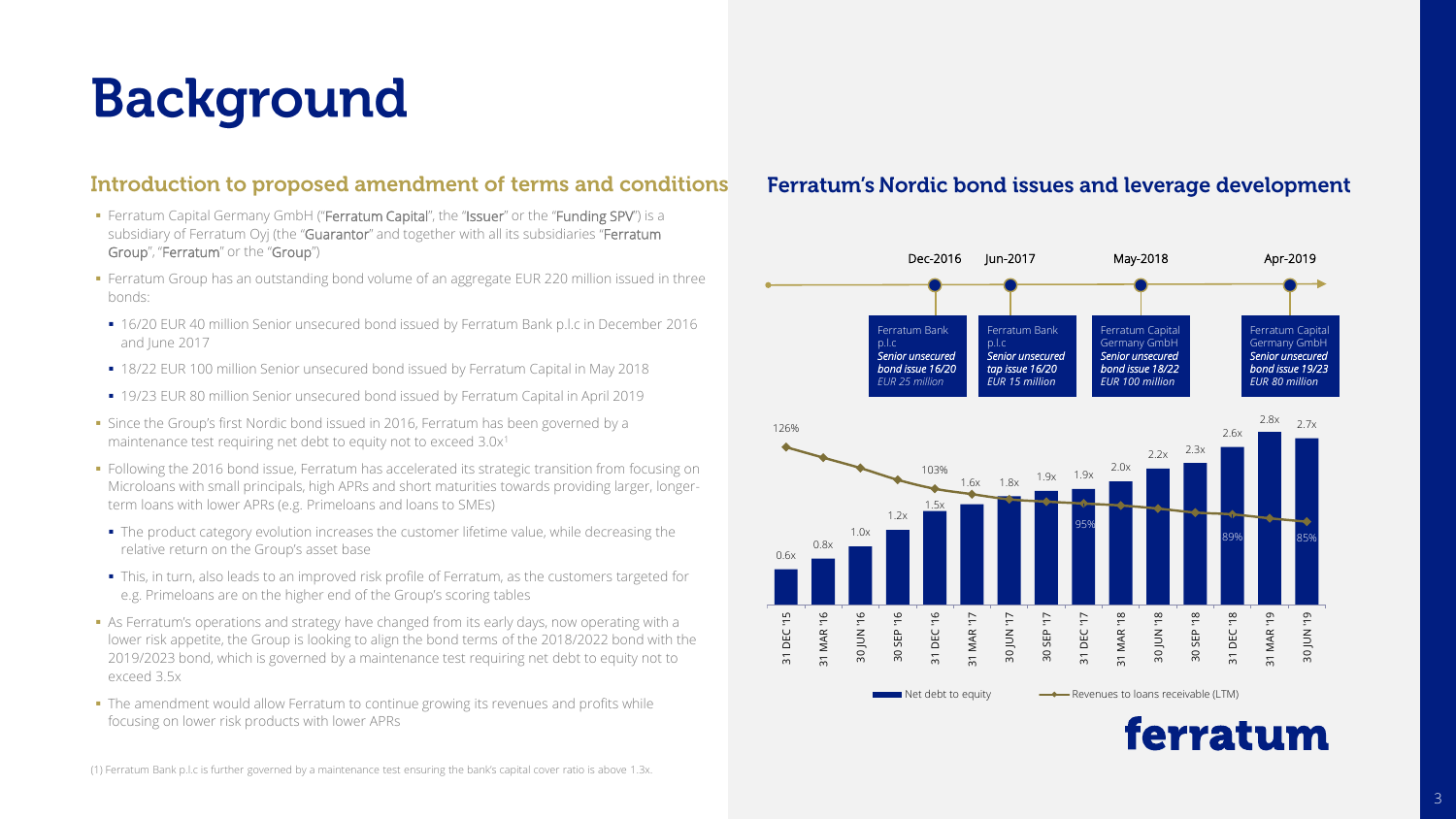# Background

## Introduction to proposed amendment of terms and conditions

- Ferratum Capital Germany GmbH ("Ferratum Capital", the "Issuer" or the "Funding SPV") is a subsidiary of Ferratum Oyj (the "Guarantor" and together with all its subsidiaries "Ferratum Group", "Ferratum" or the "Group")
- Ferratum Group has an outstanding bond volume of an aggregate EUR 220 million issued in three bonds:
  - 16/20 EUR 40 million Senior unsecured bond issued by Ferratum Bank p.l.c in December 2016 and June 2017
  - 18/22 EUR 100 million Senior unsecured bond issued by Ferratum Capital in May 2018
  - 19/23 EUR 80 million Senior unsecured bond issued by Ferratum Capital in April 2019
- Since the Group's first Nordic bond issued in 2016, Ferratum has been governed by a maintenance test requiring net debt to equity not to exceed 3.0x[1]
- Following the 2016 bond issue, Ferratum has accelerated its strategic transition from focusing on Microloans with small principals, high APRs and short maturities towards providing larger, longer-term loans with lower APRs (e.g. Primeloans and loans to SMEs)
  - The product category evolution increases the customer lifetime value, while decreasing the relative return on the Group's asset base
  - This, in turn, also leads to an improved risk profile of Ferratum, as the customers targeted for e.g. Primeloans are on the higher end of the Group's scoring tables
- As Ferratum's operations and strategy have changed from its early days, now operating with a lower risk appetite, the Group is looking to align the bond terms of the 2018/2022 bond with the 2019/2023 bond, which is governed by a maintenance test requiring net debt to equity not to exceed 3.5x
- The amendment would allow Ferratum to continue growing its revenues and profits while focusing on lower risk products with lower APRs

## Ferratum's Nordic bond issues and leverage development

| Date | Issuer | Bond | Amount |
|---|---|---|---|
| Dec-2016 | Ferratum Bank p.l.c | *Senior unsecured bond issue 16/20* | *EUR 25 million* |
| Jun-2017 | Ferratum Bank p.l.c | *Senior unsecured tap issue 16/20* | *EUR 15 million* |
| May-2018 | Ferratum Capital Germany GmbH | *Senior unsecured bond issue 18/22* | *EUR 100 million* |
| Apr-2019 | Ferratum Capital Germany GmbH | *Senior unsecured bond issue 19/23* | *EUR 80 million* |

| Date | Net debt to equity | Revenues to loans receivable (LTM) |
|---|---|---|
| 31 DEC '15 | 0.6x | 126% |
| 31 MAR '16 | 0.8x | |
| 30 JUN '16 | 1.0x | |
| 30 SEP '16 | 1.2x | |
| 31 DEC '16 | 1.5x | 103% |
| 31 MAR '17 | 1.6x | |
| 30 JUN '17 | 1.8x | |
| 30 SEP '17 | 1.9x | |
| 31 DEC '17 | 1.9x | 95% |
| 31 MAR '18 | 2.0x | |
| 30 JUN '18 | 2.2x | |
| 30 SEP '18 | 2.3x | |
| 31 DEC '18 | 2.6x | 89% |
| 31 MAR '19 | 2.8x | |
| 30 JUN '19 | 2.7x | 85% |

(1) Ferratum Bank p.l.c is further governed by a maintenance test ensuring the bank's capital cover ratio is above 1.3x.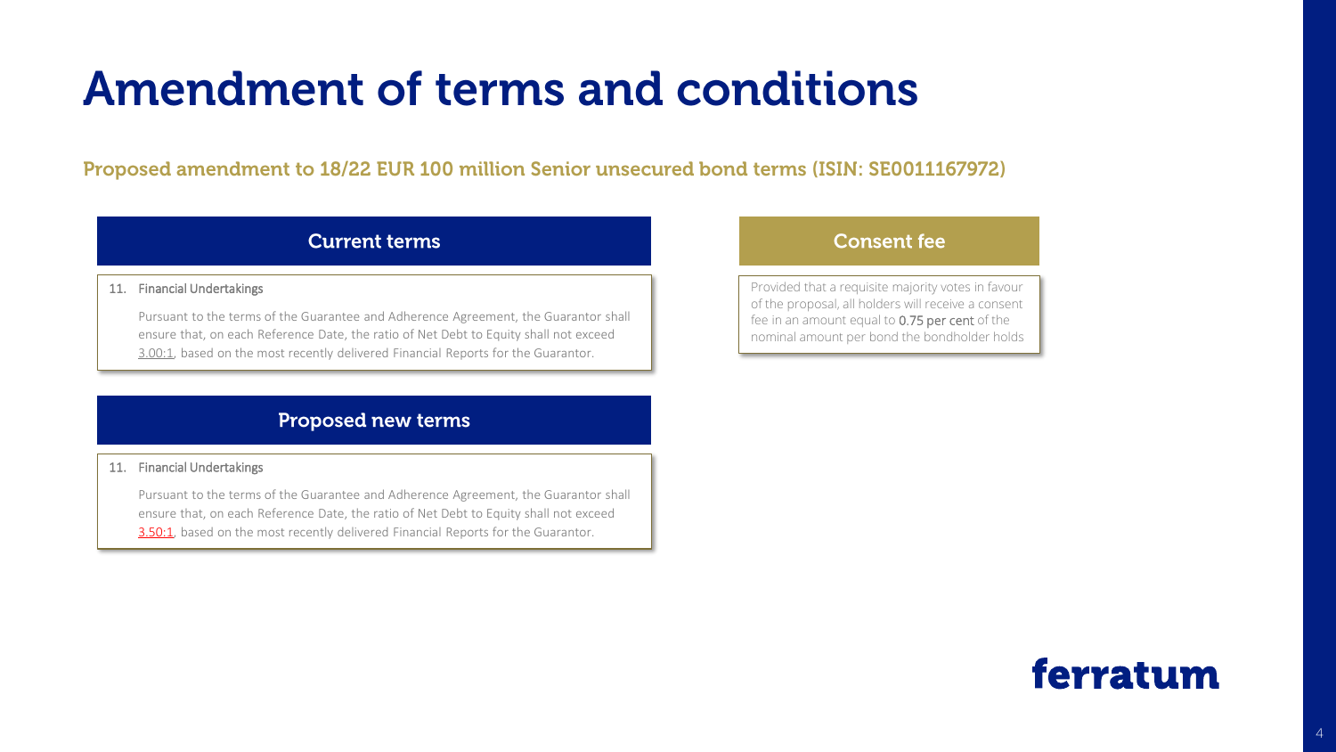# Amendment of terms and conditions

## Proposed amendment to 18/22 EUR 100 million Senior unsecured bond terms (ISIN: SE0011167972)

### Current terms

11. Financial Undertakings

Pursuant to the terms of the Guarantee and Adherence Agreement, the Guarantor shall ensure that, on each Reference Date, the ratio of Net Debt to Equity shall not exceed 3.00:1, based on the most recently delivered Financial Reports for the Guarantor.

### Proposed new terms

11. Financial Undertakings

Pursuant to the terms of the Guarantee and Adherence Agreement, the Guarantor shall ensure that, on each Reference Date, the ratio of Net Debt to Equity shall not exceed 3.50:1, based on the most recently delivered Financial Reports for the Guarantor.

### Consent fee

Provided that a requisite majority votes in favour of the proposal, all holders will receive a consent fee in an amount equal to 0.75 per cent of the nominal amount per bond the bondholder holds

ferratum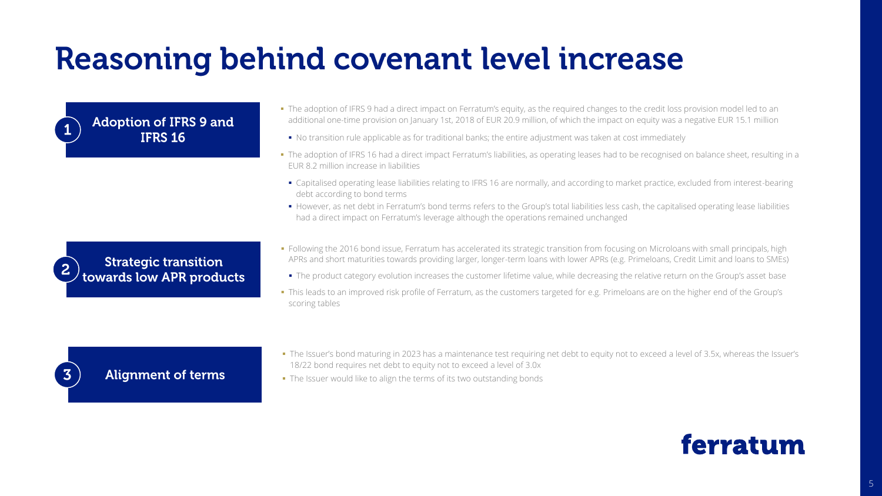# Reasoning behind covenant level increase

## 1 Adoption of IFRS 9 and IFRS 16

- The adoption of IFRS 9 had a direct impact on Ferratum's equity, as the required changes to the credit loss provision model led to an additional one-time provision on January 1st, 2018 of EUR 20.9 million, of which the impact on equity was a negative EUR 15.1 million
  - No transition rule applicable as for traditional banks; the entire adjustment was taken at cost immediately
- The adoption of IFRS 16 had a direct impact Ferratum's liabilities, as operating leases had to be recognised on balance sheet, resulting in a EUR 8.2 million increase in liabilities
  - Capitalised operating lease liabilities relating to IFRS 16 are normally, and according to market practice, excluded from interest-bearing debt according to bond terms
  - However, as net debt in Ferratum's bond terms refers to the Group's total liabilities less cash, the capitalised operating lease liabilities had a direct impact on Ferratum's leverage although the operations remained unchanged

## 2 Strategic transition towards low APR products

- Following the 2016 bond issue, Ferratum has accelerated its strategic transition from focusing on Microloans with small principals, high APRs and short maturities towards providing larger, longer-term loans with lower APRs (e.g. Primeloans, Credit Limit and loans to SMEs)
  - The product category evolution increases the customer lifetime value, while decreasing the relative return on the Group's asset base
- This leads to an improved risk profile of Ferratum, as the customers targeted for e.g. Primeloans are on the higher end of the Group's scoring tables

## 3 Alignment of terms

- The Issuer's bond maturing in 2023 has a maintenance test requiring net debt to equity not to exceed a level of 3.5x, whereas the Issuer's 18/22 bond requires net debt to equity not to exceed a level of 3.0x
- The Issuer would like to align the terms of its two outstanding bonds

ferratum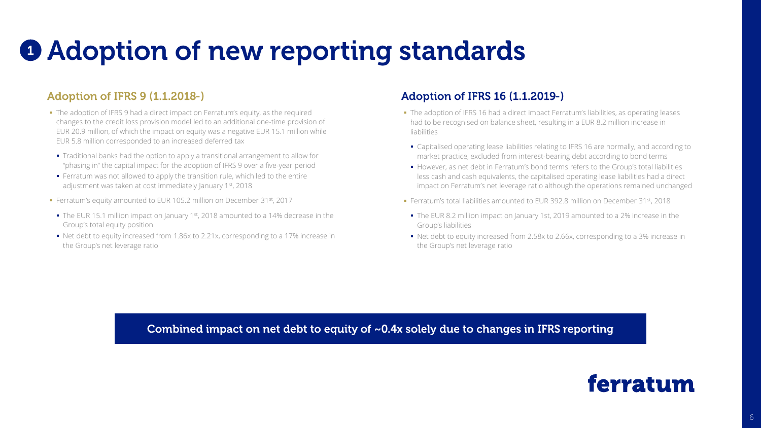# 1 Adoption of new reporting standards

## Adoption of IFRS 9 (1.1.2018-)

- The adoption of IFRS 9 had a direct impact on Ferratum's equity, as the required changes to the credit loss provision model led to an additional one-time provision of EUR 20.9 million, of which the impact on equity was a negative EUR 15.1 million while EUR 5.8 million corresponded to an increased deferred tax
  - Traditional banks had the option to apply a transitional arrangement to allow for "phasing in" the capital impact for the adoption of IFRS 9 over a five-year period
  - Ferratum was not allowed to apply the transition rule, which led to the entire adjustment was taken at cost immediately January 1st, 2018
- Ferratum's equity amounted to EUR 105.2 million on December 31st, 2017
  - The EUR 15.1 million impact on January 1st, 2018 amounted to a 14% decrease in the Group's total equity position
  - Net debt to equity increased from 1.86x to 2.21x, corresponding to a 17% increase in the Group's net leverage ratio

## Adoption of IFRS 16 (1.1.2019-)

- The adoption of IFRS 16 had a direct impact Ferratum's liabilities, as operating leases had to be recognised on balance sheet, resulting in a EUR 8.2 million increase in liabilities
  - Capitalised operating lease liabilities relating to IFRS 16 are normally, and according to market practice, excluded from interest-bearing debt according to bond terms
  - However, as net debt in Ferratum's bond terms refers to the Group's total liabilities less cash and cash equivalents, the capitalised operating lease liabilities had a direct impact on Ferratum's net leverage ratio although the operations remained unchanged
- Ferratum's total liabilities amounted to EUR 392.8 million on December 31st, 2018
  - The EUR 8.2 million impact on January 1st, 2019 amounted to a 2% increase in the Group's liabilities
  - Net debt to equity increased from 2.58x to 2.66x, corresponding to a 3% increase in the Group's net leverage ratio

**Combined impact on net debt to equity of ~0.4x solely due to changes in IFRS reporting**

ferratum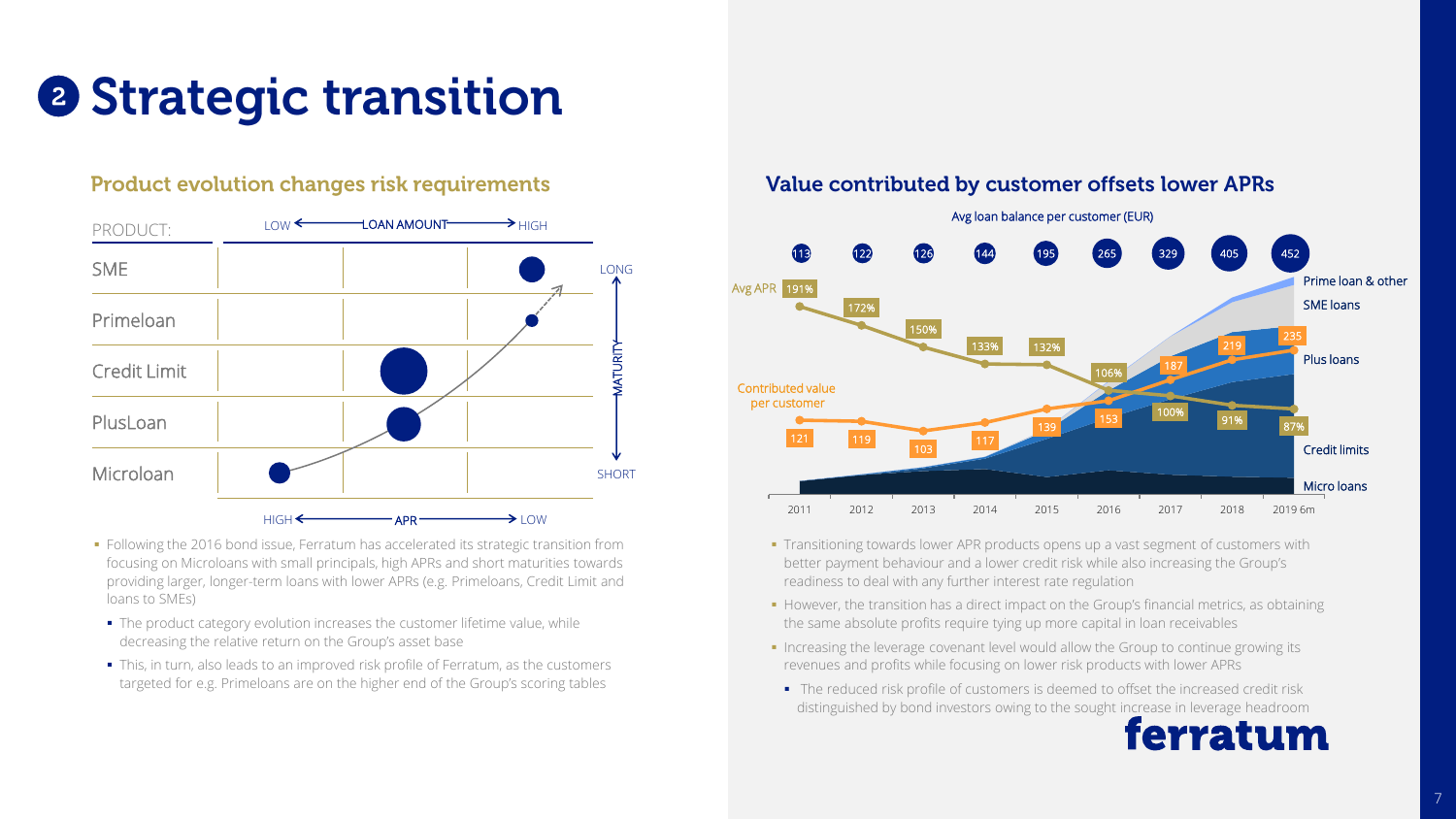# ❷ Strategic transition

## Product evolution changes risk requirements

| PRODUCT: | LOAN AMOUNT (LOW → HIGH) / APR (HIGH → LOW) | MATURITY |
|---|---|---|
| SME | | LONG |
| Primeloan | | |
| Credit Limit | | |
| PlusLoan | | |
| Microloan | | SHORT |

- Following the 2016 bond issue, Ferratum has accelerated its strategic transition from focusing on Microloans with small principals, high APRs and short maturities towards providing larger, longer-term loans with lower APRs (e.g. Primeloans, Credit Limit and loans to SMEs)
  - The product category evolution increases the customer lifetime value, while decreasing the relative return on the Group's asset base
  - This, in turn, also leads to an improved risk profile of Ferratum, as the customers targeted for e.g. Primeloans are on the higher end of the Group's scoring tables

## Value contributed by customer offsets lower APRs

| | 2011 | 2012 | 2013 | 2014 | 2015 | 2016 | 2017 | 2018 | 2019 6m |
|---|---|---|---|---|---|---|---|---|---|
| Avg loan balance per customer (EUR) | 113 | 122 | 126 | 144 | 195 | 265 | 329 | 405 | 452 |
| Avg APR | 191% | 172% | 150% | 133% | 132% | 106% | 100% | 91% | 87% |
| Contributed value per customer | 121 | 119 | 103 | 117 | 139 | 153 | 187 | 219 | 235 |

Loan categories: Prime loan & other, SME loans, Plus loans, Credit limits, Micro loans

- Transitioning towards lower APR products opens up a vast segment of customers with better payment behaviour and a lower credit risk while also increasing the Group's readiness to deal with any further interest rate regulation
- However, the transition has a direct impact on the Group's financial metrics, as obtaining the same absolute profits require tying up more capital in loan receivables
- Increasing the leverage covenant level would allow the Group to continue growing its revenues and profits while focusing on lower risk products with lower APRs
  - The reduced risk profile of customers is deemed to offset the increased credit risk distinguished by bond investors owing to the sought increase in leverage headroom

ferratum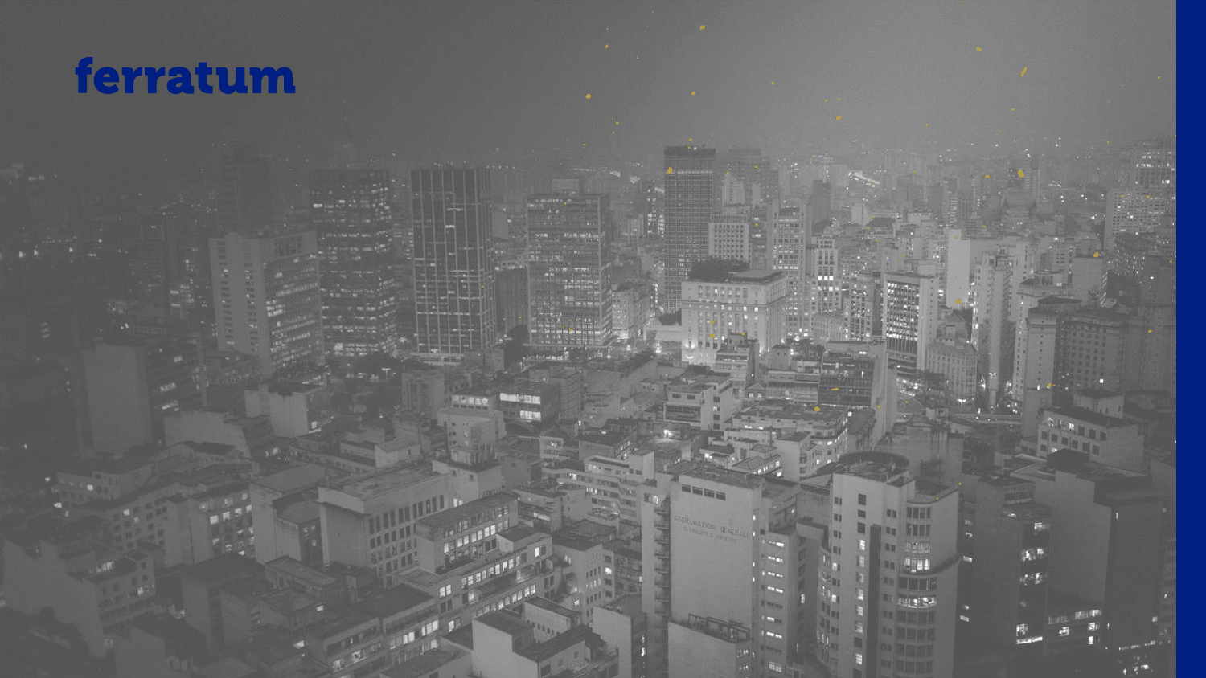ferratum